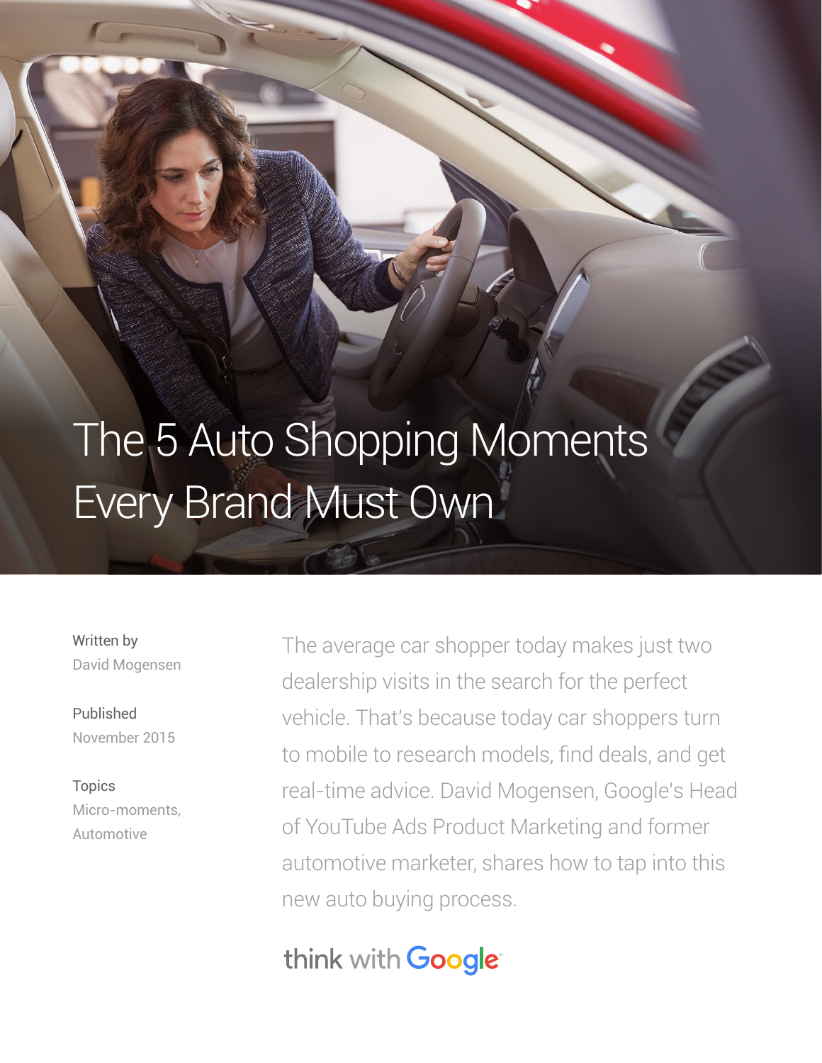# The 5 Auto Shopping Moments Every Brand Must Own

Written by
David Mogensen

Published
November 2015

Topics
Micro-moments, Automotive

The average car shopper today makes just two dealership visits in the search for the perfect vehicle. That's because today car shoppers turn to mobile to research models, find deals, and get real-time advice. David Mogensen, Google's Head of YouTube Ads Product Marketing and former automotive marketer, shares how to tap into this new auto buying process.

think with Google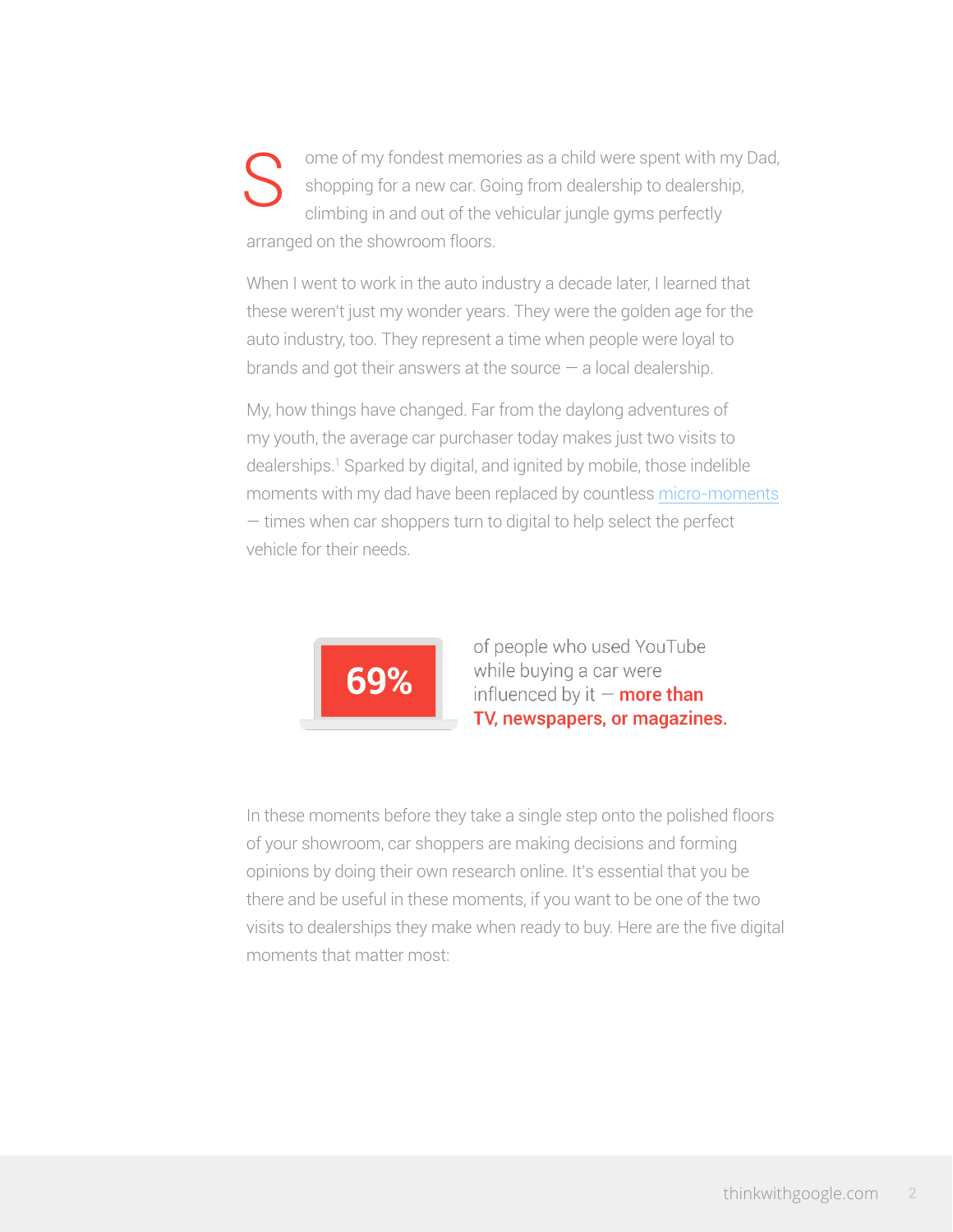Some of my fondest memories as a child were spent with my Dad, shopping for a new car. Going from dealership to dealership, climbing in and out of the vehicular jungle gyms perfectly arranged on the showroom floors.

When I went to work in the auto industry a decade later, I learned that these weren't just my wonder years. They were the golden age for the auto industry, too. They represent a time when people were loyal to brands and got their answers at the source — a local dealership.

My, how things have changed. Far from the daylong adventures of my youth, the average car purchaser today makes just two visits to dealerships.[1] Sparked by digital, and ignited by mobile, those indelible moments with my dad have been replaced by countless micro-moments — times when car shoppers turn to digital to help select the perfect vehicle for their needs.

**69%** of people who used YouTube while buying a car were influenced by it — **more than TV, newspapers, or magazines.**

In these moments before they take a single step onto the polished floors of your showroom, car shoppers are making decisions and forming opinions by doing their own research online. It's essential that you be there and be useful in these moments, if you want to be one of the two visits to dealerships they make when ready to buy. Here are the five digital moments that matter most: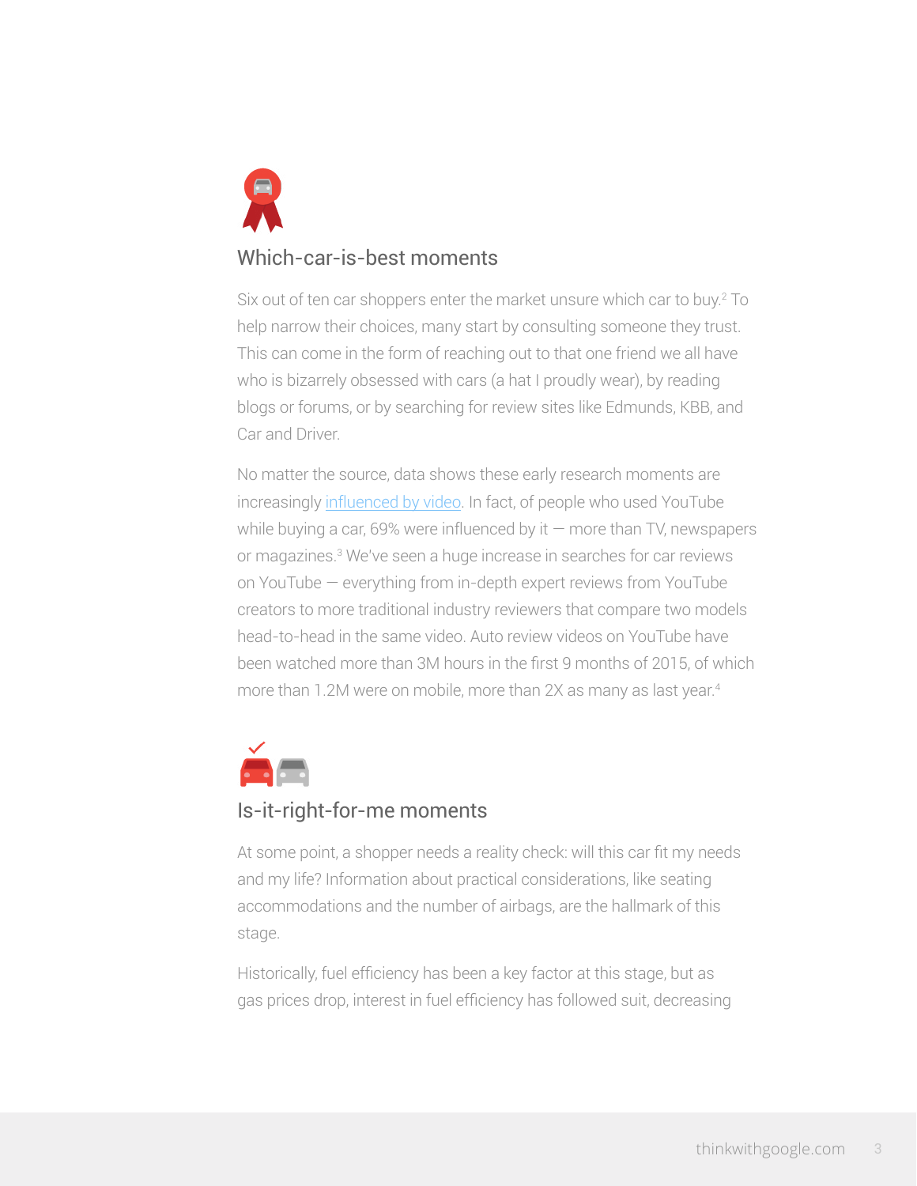## Which-car-is-best moments

Six out of ten car shoppers enter the market unsure which car to buy.[2] To help narrow their choices, many start by consulting someone they trust. This can come in the form of reaching out to that one friend we all have who is bizarrely obsessed with cars (a hat I proudly wear), by reading blogs or forums, or by searching for review sites like Edmunds, KBB, and Car and Driver.

No matter the source, data shows these early research moments are increasingly influenced by video. In fact, of people who used YouTube while buying a car, 69% were influenced by it — more than TV, newspapers or magazines.[3] We've seen a huge increase in searches for car reviews on YouTube — everything from in-depth expert reviews from YouTube creators to more traditional industry reviewers that compare two models head-to-head in the same video. Auto review videos on YouTube have been watched more than 3M hours in the first 9 months of 2015, of which more than 1.2M were on mobile, more than 2X as many as last year.[4]

## Is-it-right-for-me moments

At some point, a shopper needs a reality check: will this car fit my needs and my life? Information about practical considerations, like seating accommodations and the number of airbags, are the hallmark of this stage.

Historically, fuel efficiency has been a key factor at this stage, but as gas prices drop, interest in fuel efficiency has followed suit, decreasing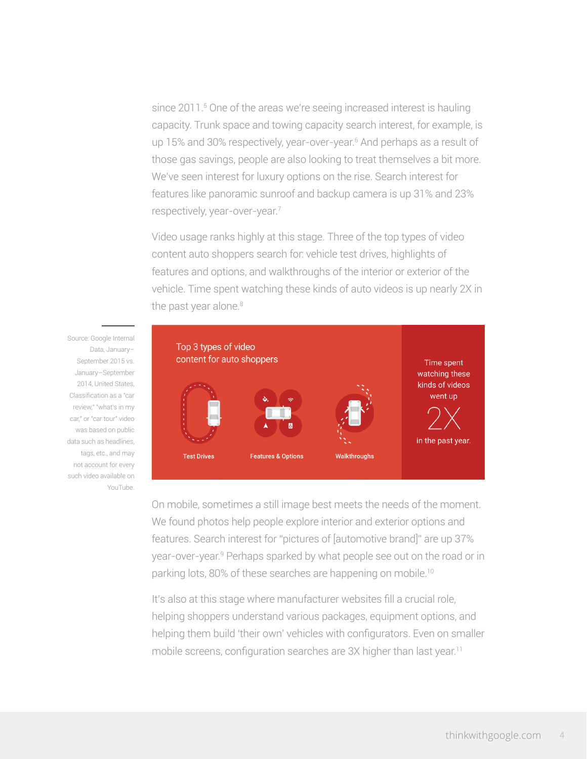since 2011.[5] One of the areas we're seeing increased interest is hauling capacity. Trunk space and towing capacity search interest, for example, is up 15% and 30% respectively, year-over-year.[6] And perhaps as a result of those gas savings, people are also looking to treat themselves a bit more. We've seen interest for luxury options on the rise. Search interest for features like panoramic sunroof and backup camera is up 31% and 23% respectively, year-over-year.[7]

Video usage ranks highly at this stage. Three of the top types of video content auto shoppers search for: vehicle test drives, highlights of features and options, and walkthroughs of the interior or exterior of the vehicle. Time spent watching these kinds of auto videos is up nearly 2X in the past year alone.[8]

Top 3 types of video content for auto shoppers

Test Drives

Features & Options

Walkthroughs

Time spent watching these kinds of videos went up 2X in the past year.

Source: Google Internal Data, January–September 2015 vs. January–September 2014, United States, Classification as a "car review," "what's in my car," or "car tour" video was based on public data such as headlines, tags, etc., and may not account for every such video available on YouTube.

On mobile, sometimes a still image best meets the needs of the moment. We found photos help people explore interior and exterior options and features. Search interest for "pictures of [automotive brand]" are up 37% year-over-year.[9] Perhaps sparked by what people see out on the road or in parking lots, 80% of these searches are happening on mobile.[10]

It's also at this stage where manufacturer websites fill a crucial role, helping shoppers understand various packages, equipment options, and helping them build 'their own' vehicles with configurators. Even on smaller mobile screens, configuration searches are 3X higher than last year.[11]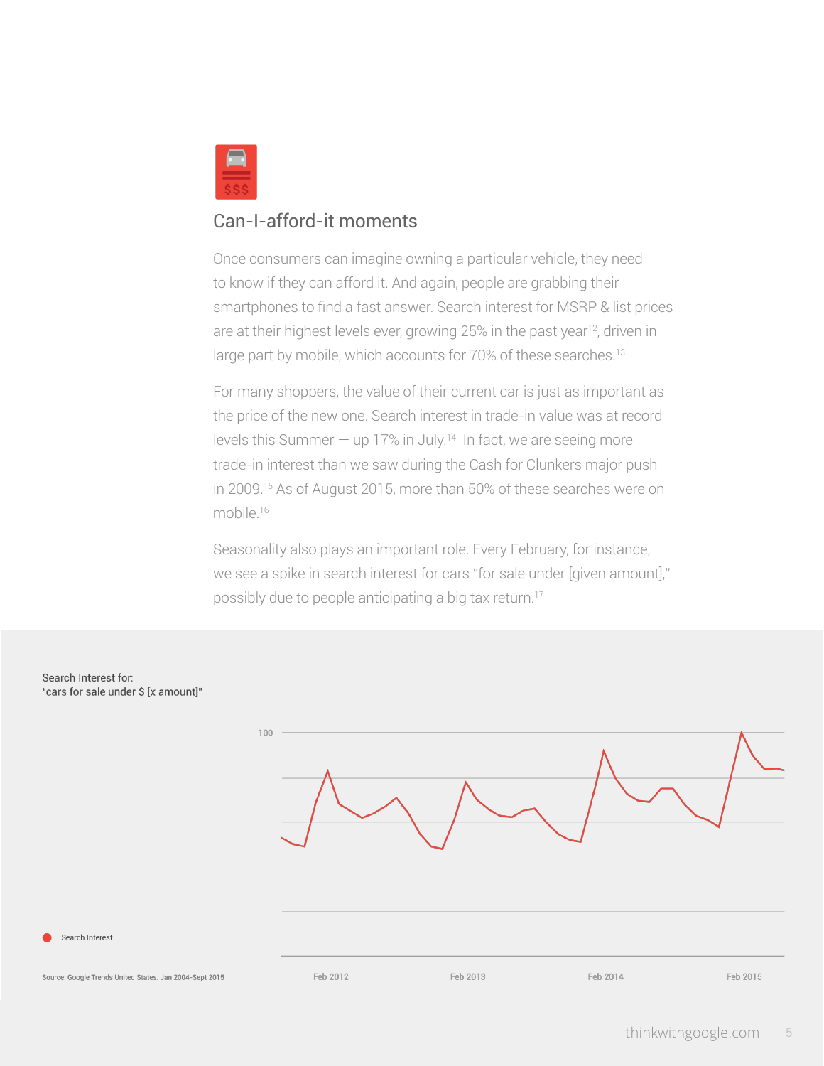## Can-I-afford-it moments

Once consumers can imagine owning a particular vehicle, they need to know if they can afford it. And again, people are grabbing their smartphones to find a fast answer. Search interest for MSRP & list prices are at their highest levels ever, growing 25% in the past year[12], driven in large part by mobile, which accounts for 70% of these searches.[13]

For many shoppers, the value of their current car is just as important as the price of the new one. Search interest in trade-in value was at record levels this Summer — up 17% in July.[14] In fact, we are seeing more trade-in interest than we saw during the Cash for Clunkers major push in 2009.[15] As of August 2015, more than 50% of these searches were on mobile.[16]

Seasonality also plays an important role. Every February, for instance, we see a spike in search interest for cars "for sale under [given amount]," possibly due to people anticipating a big tax return.[17]

Search Interest for:
"cars for sale under $ [x amount]"

100

Search Interest

Feb 2012 | Feb 2013 | Feb 2014 | Feb 2015

Source: Google Trends United States. Jan 2004-Sept 2015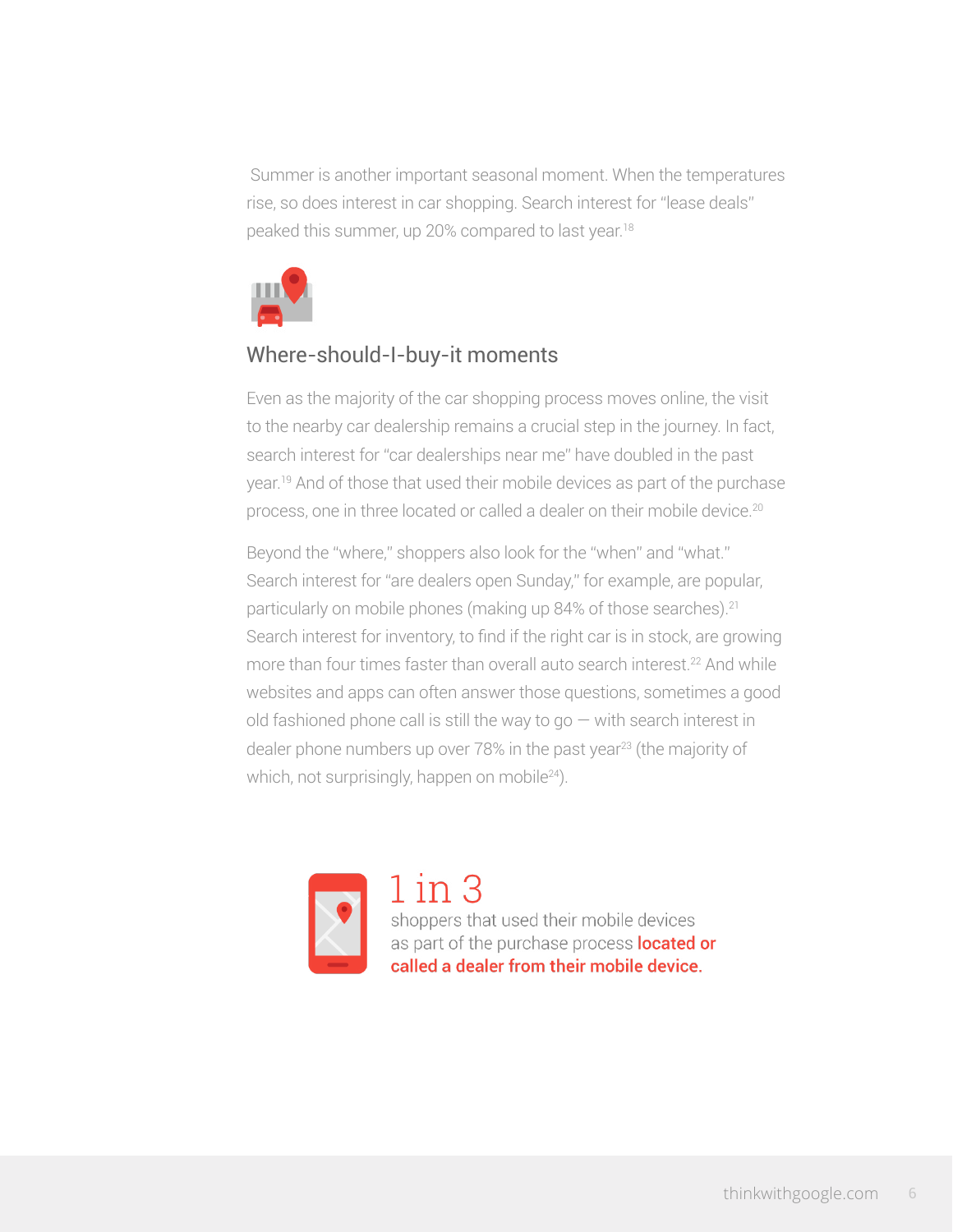Summer is another important seasonal moment. When the temperatures rise, so does interest in car shopping. Search interest for "lease deals" peaked this summer, up 20% compared to last year.[18]

## Where-should-I-buy-it moments

Even as the majority of the car shopping process moves online, the visit to the nearby car dealership remains a crucial step in the journey. In fact, search interest for "car dealerships near me" have doubled in the past year.[19] And of those that used their mobile devices as part of the purchase process, one in three located or called a dealer on their mobile device.[20]

Beyond the "where," shoppers also look for the "when" and "what." Search interest for "are dealers open Sunday," for example, are popular, particularly on mobile phones (making up 84% of those searches).[21] Search interest for inventory, to find if the right car is in stock, are growing more than four times faster than overall auto search interest.[22] And while websites and apps can often answer those questions, sometimes a good old fashioned phone call is still the way to go — with search interest in dealer phone numbers up over 78% in the past year[23] (the majority of which, not surprisingly, happen on mobile[24]).

1 in 3

shoppers that used their mobile devices as part of the purchase process **located or called a dealer from their mobile device.**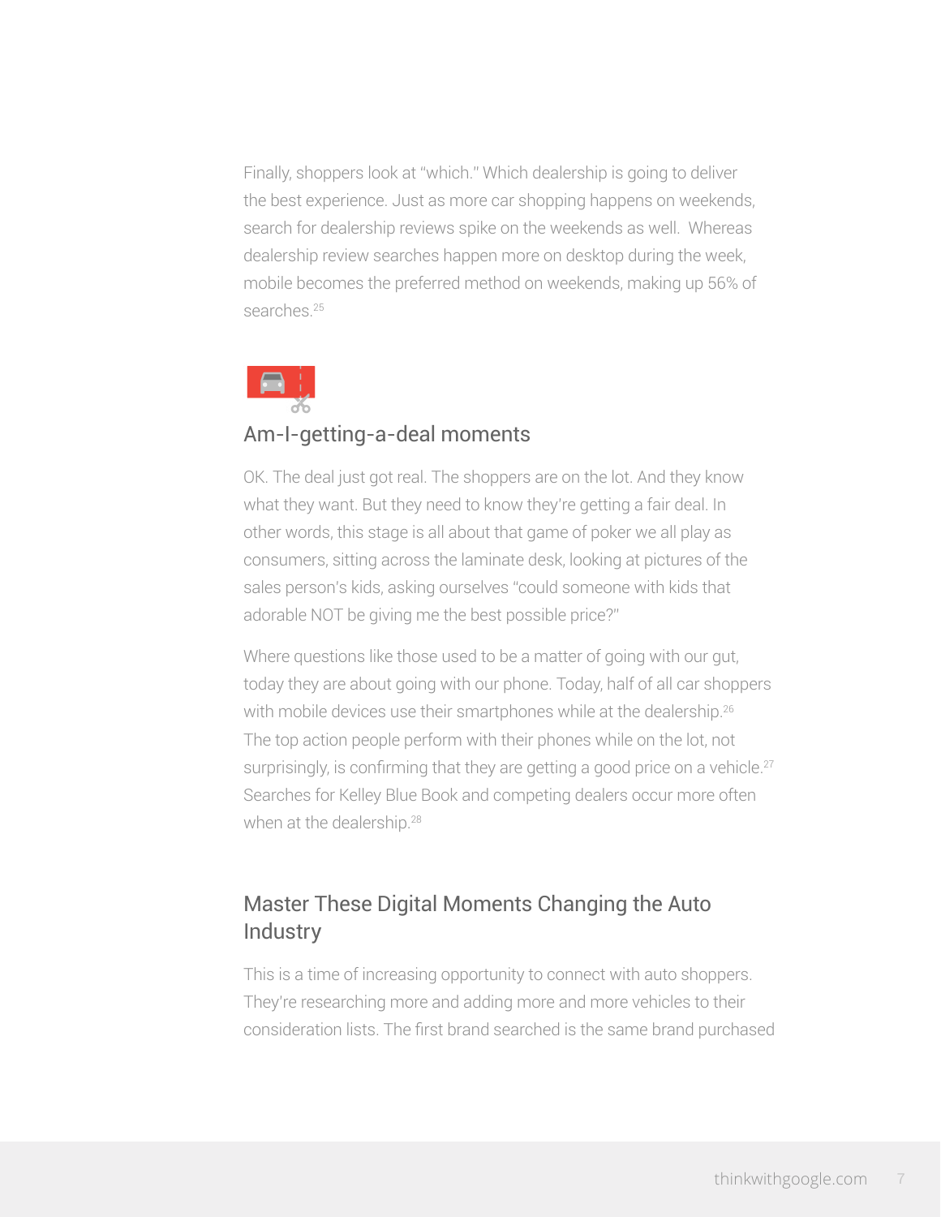Finally, shoppers look at "which." Which dealership is going to deliver the best experience. Just as more car shopping happens on weekends, search for dealership reviews spike on the weekends as well. Whereas dealership review searches happen more on desktop during the week, mobile becomes the preferred method on weekends, making up 56% of searches.[25]

### Am-I-getting-a-deal moments

OK. The deal just got real. The shoppers are on the lot. And they know what they want. But they need to know they're getting a fair deal. In other words, this stage is all about that game of poker we all play as consumers, sitting across the laminate desk, looking at pictures of the sales person's kids, asking ourselves "could someone with kids that adorable NOT be giving me the best possible price?"

Where questions like those used to be a matter of going with our gut, today they are about going with our phone. Today, half of all car shoppers with mobile devices use their smartphones while at the dealership.[26] The top action people perform with their phones while on the lot, not surprisingly, is confirming that they are getting a good price on a vehicle.[27] Searches for Kelley Blue Book and competing dealers occur more often when at the dealership.[28]

## Master These Digital Moments Changing the Auto Industry

This is a time of increasing opportunity to connect with auto shoppers. They're researching more and adding more and more vehicles to their consideration lists. The first brand searched is the same brand purchased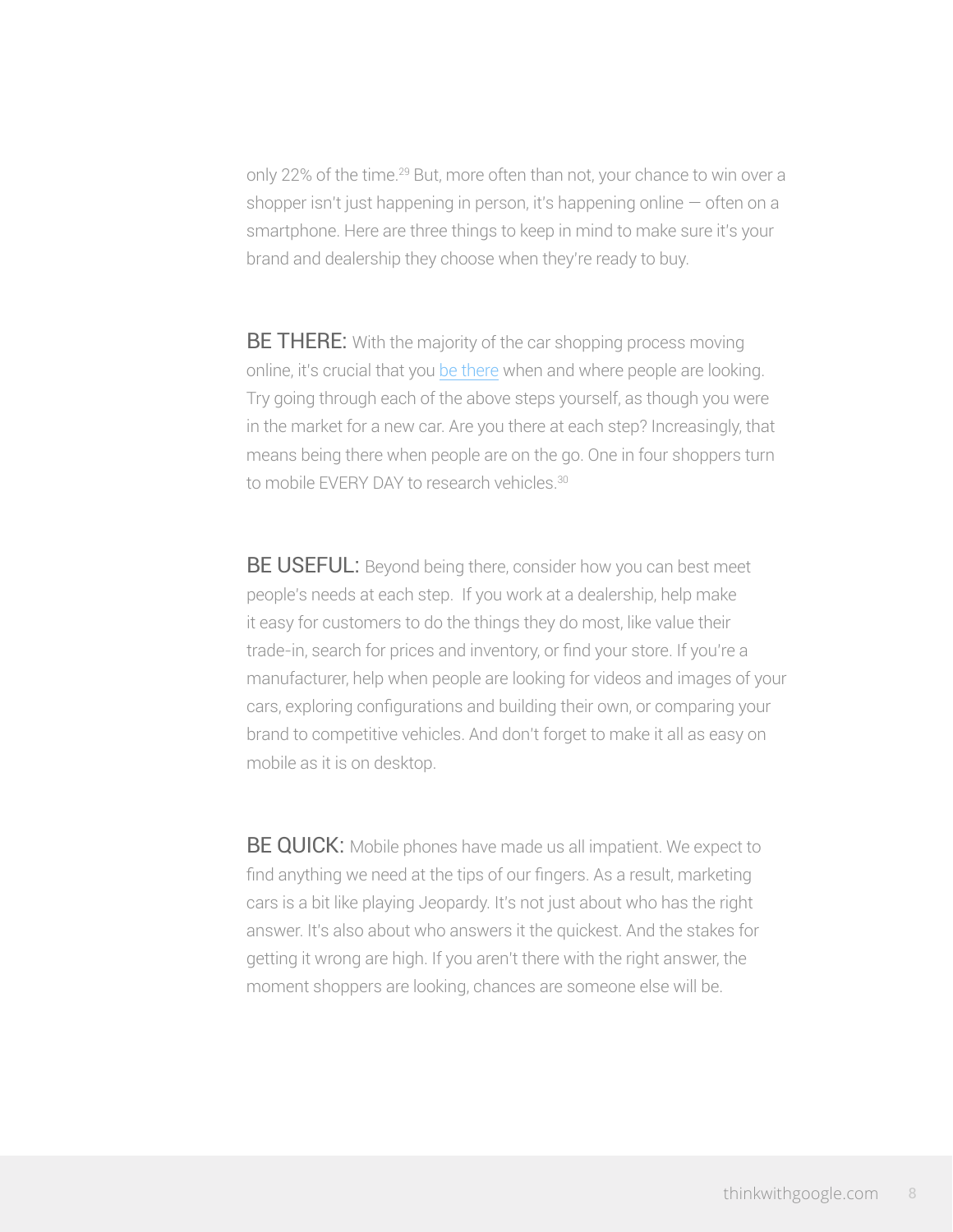only 22% of the time.[29] But, more often than not, your chance to win over a shopper isn't just happening in person, it's happening online — often on a smartphone. Here are three things to keep in mind to make sure it's your brand and dealership they choose when they're ready to buy.

**BE THERE:** With the majority of the car shopping process moving online, it's crucial that you [be there]() when and where people are looking. Try going through each of the above steps yourself, as though you were in the market for a new car. Are you there at each step? Increasingly, that means being there when people are on the go. One in four shoppers turn to mobile EVERY DAY to research vehicles.[30]

**BE USEFUL:** Beyond being there, consider how you can best meet people's needs at each step. If you work at a dealership, help make it easy for customers to do the things they do most, like value their trade-in, search for prices and inventory, or find your store. If you're a manufacturer, help when people are looking for videos and images of your cars, exploring configurations and building their own, or comparing your brand to competitive vehicles. And don't forget to make it all as easy on mobile as it is on desktop.

**BE QUICK:** Mobile phones have made us all impatient. We expect to find anything we need at the tips of our fingers. As a result, marketing cars is a bit like playing Jeopardy. It's not just about who has the right answer. It's also about who answers it the quickest. And the stakes for getting it wrong are high. If you aren't there with the right answer, the moment shoppers are looking, chances are someone else will be.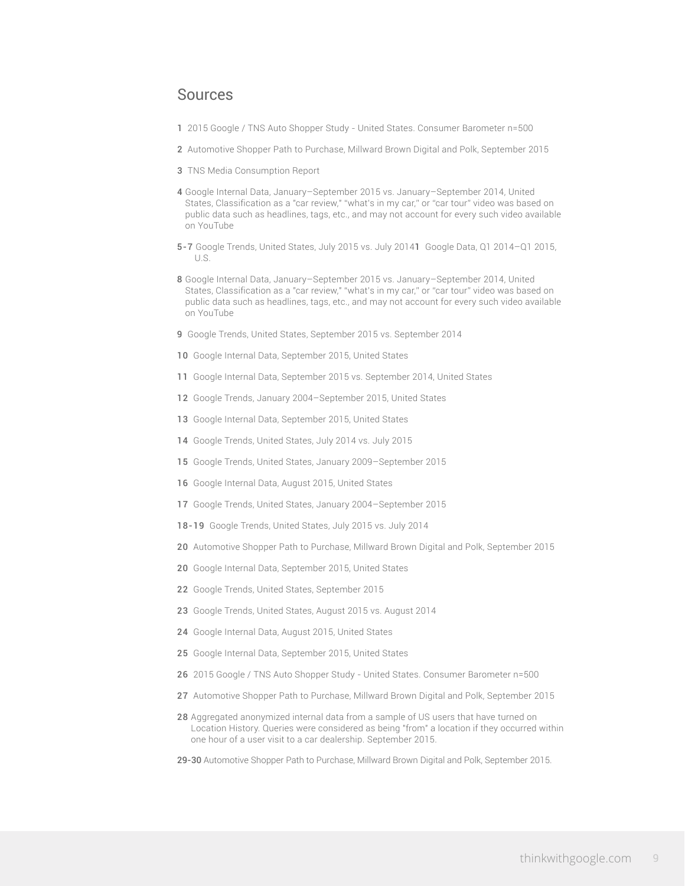## Sources

**1** 2015 Google / TNS Auto Shopper Study - United States. Consumer Barometer n=500

**2** Automotive Shopper Path to Purchase, Millward Brown Digital and Polk, September 2015

**3** TNS Media Consumption Report

**4** Google Internal Data, January—September 2015 vs. January—September 2014, United States, Classification as a "car review," "what's in my car," or "car tour" video was based on public data such as headlines, tags, etc., and may not account for every such video available on YouTube

**5-7** Google Trends, United States, July 2015 vs. July 2014**1** Google Data, Q1 2014—Q1 2015, U.S.

**8** Google Internal Data, January—September 2015 vs. January—September 2014, United States, Classification as a "car review," "what's in my car," or "car tour" video was based on public data such as headlines, tags, etc., and may not account for every such video available on YouTube

**9** Google Trends, United States, September 2015 vs. September 2014

**10** Google Internal Data, September 2015, United States

**11** Google Internal Data, September 2015 vs. September 2014, United States

**12** Google Trends, January 2004—September 2015, United States

**13** Google Internal Data, September 2015, United States

**14** Google Trends, United States, July 2014 vs. July 2015

**15** Google Trends, United States, January 2009—September 2015

**16** Google Internal Data, August 2015, United States

**17** Google Trends, United States, January 2004—September 2015

**18-19** Google Trends, United States, July 2015 vs. July 2014

**20** Automotive Shopper Path to Purchase, Millward Brown Digital and Polk, September 2015

**20** Google Internal Data, September 2015, United States

**22** Google Trends, United States, September 2015

**23** Google Trends, United States, August 2015 vs. August 2014

**24** Google Internal Data, August 2015, United States

**25** Google Internal Data, September 2015, United States

**26** 2015 Google / TNS Auto Shopper Study - United States. Consumer Barometer n=500

**27** Automotive Shopper Path to Purchase, Millward Brown Digital and Polk, September 2015

**28** Aggregated anonymized internal data from a sample of US users that have turned on Location History. Queries were considered as being "from" a location if they occurred within one hour of a user visit to a car dealership. September 2015.

**29-30** Automotive Shopper Path to Purchase, Millward Brown Digital and Polk, September 2015.